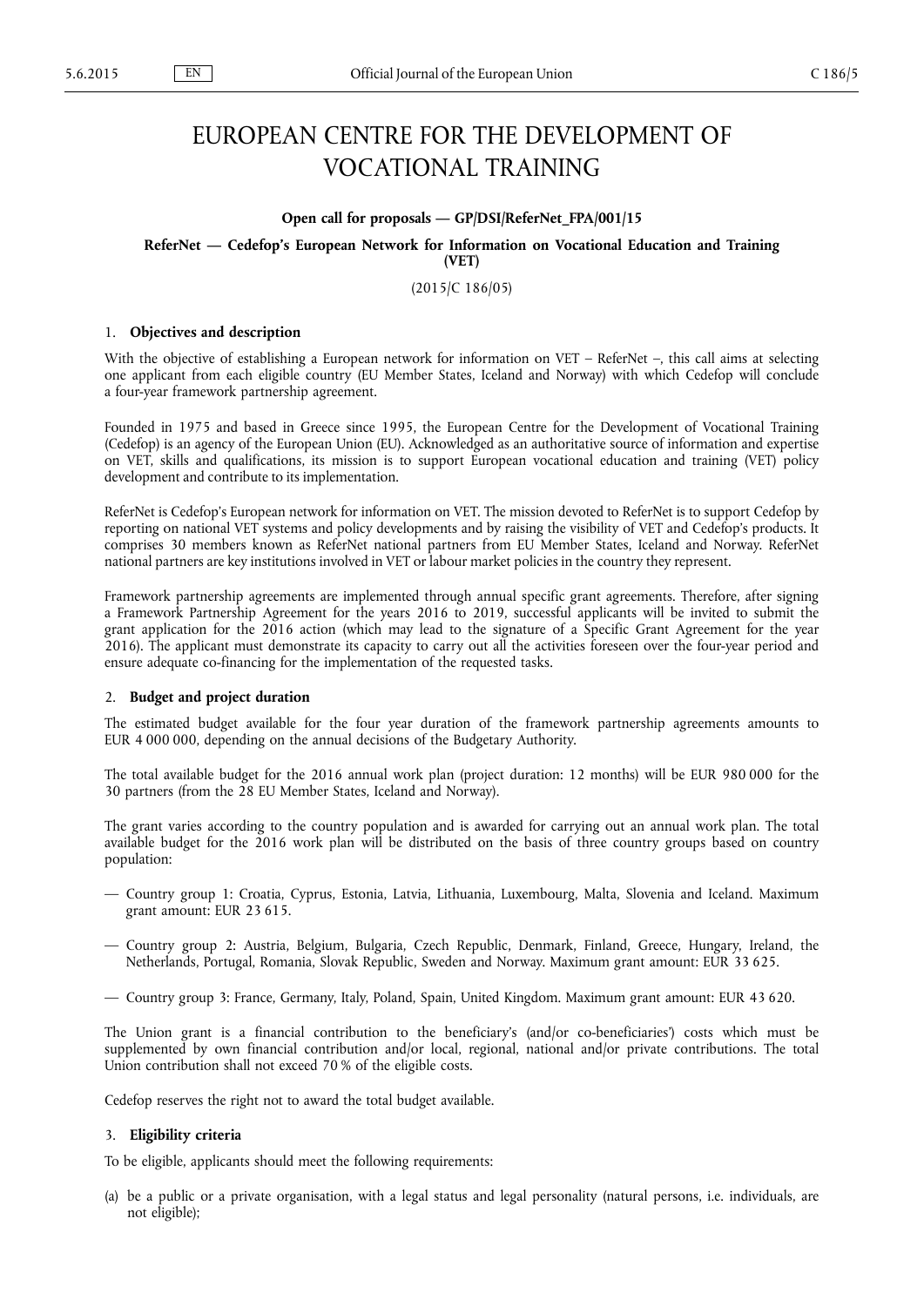# EUROPEAN CENTRE FOR THE DEVELOPMENT OF VOCATIONAL TRAINING

**Open call for proposals — GP/DSI/ReferNet_FPA/001/15**

**ReferNet — Cedefop's European Network for Information on Vocational Education and Training (VET)**

(2015/C 186/05)

## 1. **Objectives and description**

With the objective of establishing a European network for information on VET – ReferNet –, this call aims at selecting one applicant from each eligible country (EU Member States, Iceland and Norway) with which Cedefop will conclude a four-year framework partnership agreement.

Founded in 1975 and based in Greece since 1995, the European Centre for the Development of Vocational Training (Cedefop) is an agency of the European Union (EU). Acknowledged as an authoritative source of information and expertise on VET, skills and qualifications, its mission is to support European vocational education and training (VET) policy development and contribute to its implementation.

ReferNet is Cedefop's European network for information on VET. The mission devoted to ReferNet is to support Cedefop by reporting on national VET systems and policy developments and by raising the visibility of VET and Cedefop's products. It comprises 30 members known as ReferNet national partners from EU Member States, Iceland and Norway. ReferNet national partners are key institutions involved in VET or labour market policies in the country they represent.

Framework partnership agreements are implemented through annual specific grant agreements. Therefore, after signing a Framework Partnership Agreement for the years 2016 to 2019, successful applicants will be invited to submit the grant application for the 2016 action (which may lead to the signature of a Specific Grant Agreement for the year 2016). The applicant must demonstrate its capacity to carry out all the activities foreseen over the four-year period and ensure adequate co-financing for the implementation of the requested tasks.

## 2. **Budget and project duration**

The estimated budget available for the four year duration of the framework partnership agreements amounts to EUR 4 000 000, depending on the annual decisions of the Budgetary Authority.

The total available budget for the 2016 annual work plan (project duration: 12 months) will be EUR 980 000 for the 30 partners (from the 28 EU Member States, Iceland and Norway).

The grant varies according to the country population and is awarded for carrying out an annual work plan. The total available budget for the 2016 work plan will be distributed on the basis of three country groups based on country population:

- Country group 1: Croatia, Cyprus, Estonia, Latvia, Lithuania, Luxembourg, Malta, Slovenia and Iceland. Maximum grant amount: EUR 23 615.
- Country group 2: Austria, Belgium, Bulgaria, Czech Republic, Denmark, Finland, Greece, Hungary, Ireland, the Netherlands, Portugal, Romania, Slovak Republic, Sweden and Norway. Maximum grant amount: EUR 33 625.
- Country group 3: France, Germany, Italy, Poland, Spain, United Kingdom. Maximum grant amount: EUR 43 620.

The Union grant is a financial contribution to the beneficiary's (and/or co-beneficiaries') costs which must be supplemented by own financial contribution and/or local, regional, national and/or private contributions. The total Union contribution shall not exceed 70 % of the eligible costs.

Cedefop reserves the right not to award the total budget available.

## 3. **Eligibility criteria**

To be eligible, applicants should meet the following requirements:

(a) be a public or a private organisation, with a legal status and legal personality (natural persons, i.e. individuals, are not eligible);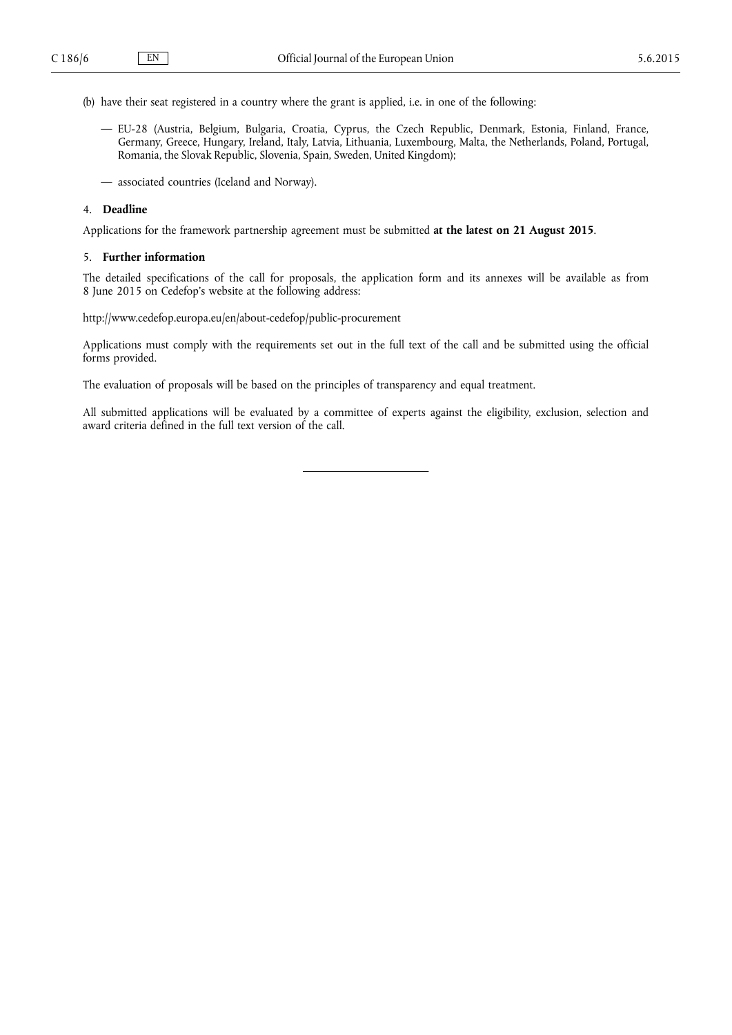(b) have their seat registered in a country where the grant is applied, i.e. in one of the following:

— EU-28 (Austria, Belgium, Bulgaria, Croatia, Cyprus, the Czech Republic, Denmark, Estonia, Finland, France, Germany, Greece, Hungary, Ireland, Italy, Latvia, Lithuania, Luxembourg, Malta, the Netherlands, Poland, Portugal, Romania, the Slovak Republic, Slovenia, Spain, Sweden, United Kingdom);

— associated countries (Iceland and Norway).

## 4. Deadline

Applications for the framework partnership agreement must be submitted **at the latest on 21 August 2015**.

## 5. Further information

The detailed specifications of the call for proposals, the application form and its annexes will be available as from 8 June 2015 on Cedefop's website at the following address:

http://www.cedefop.europa.eu/en/about-cedefop/public-procurement

Applications must comply with the requirements set out in the full text of the call and be submitted using the official forms provided.

The evaluation of proposals will be based on the principles of transparency and equal treatment.

All submitted applications will be evaluated by a committee of experts against the eligibility, exclusion, selection and award criteria defined in the full text version of the call.